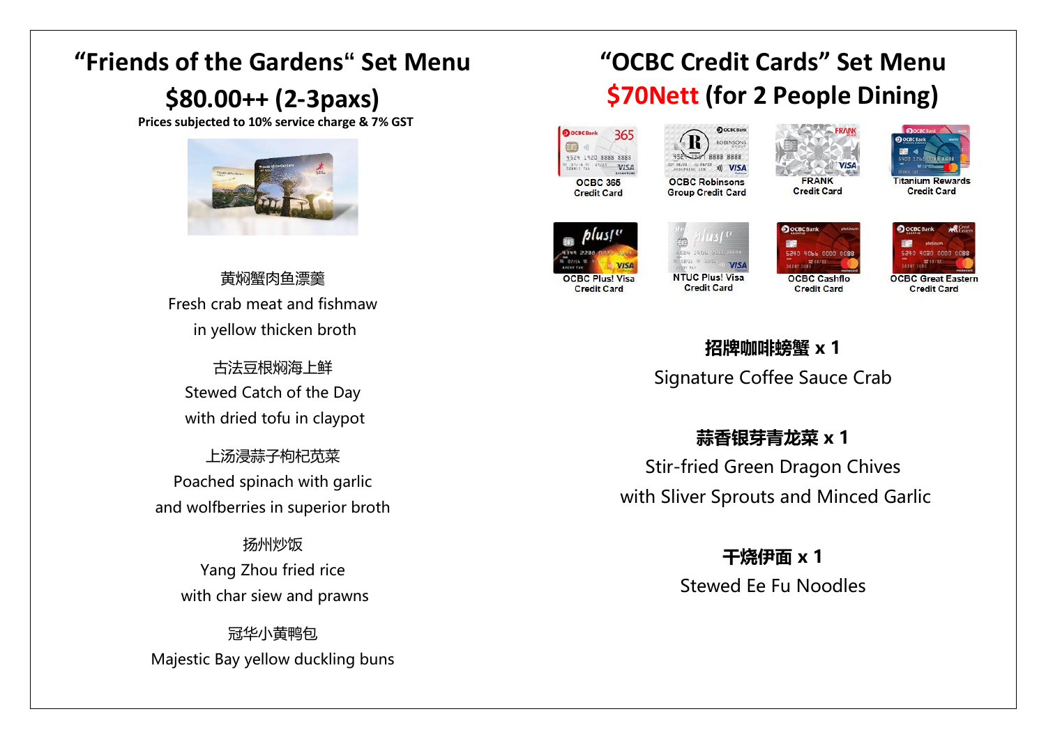# "Friends of the Gardens" Set Menu

## $80.00++ (2-3paxs)

**Prices subjected to 10% service charge & 7% GST**

黄焖蟹肉鱼漂羹
Fresh crab meat and fishmaw
in yellow thicken broth

古法豆根焖海上鲜
Stewed Catch of the Day
with dried tofu in claypot

上汤浸蒜子枸杞苋菜
Poached spinach with garlic
and wolfberries in superior broth

扬州炒饭
Yang Zhou fried rice
with char siew and prawns

冠华小黄鸭包
Majestic Bay yellow duckling buns

# "OCBC Credit Cards" Set Menu

## $70Nett (for 2 People Dining)

- OCBC 365 Credit Card
- OCBC Robinsons Group Credit Card
- FRANK Credit Card
- Titanium Rewards Credit Card
- OCBC Plus! Visa Credit Card
- NTUC Plus! Visa Credit Card
- OCBC Cashflo Credit Card
- OCBC Great Eastern Credit Card

**招牌咖啡螃蟹 x 1**
Signature Coffee Sauce Crab

**蒜香银芽青龙菜 x 1**
Stir-fried Green Dragon Chives
with Sliver Sprouts and Minced Garlic

**干烧伊面 x 1**
Stewed Ee Fu Noodles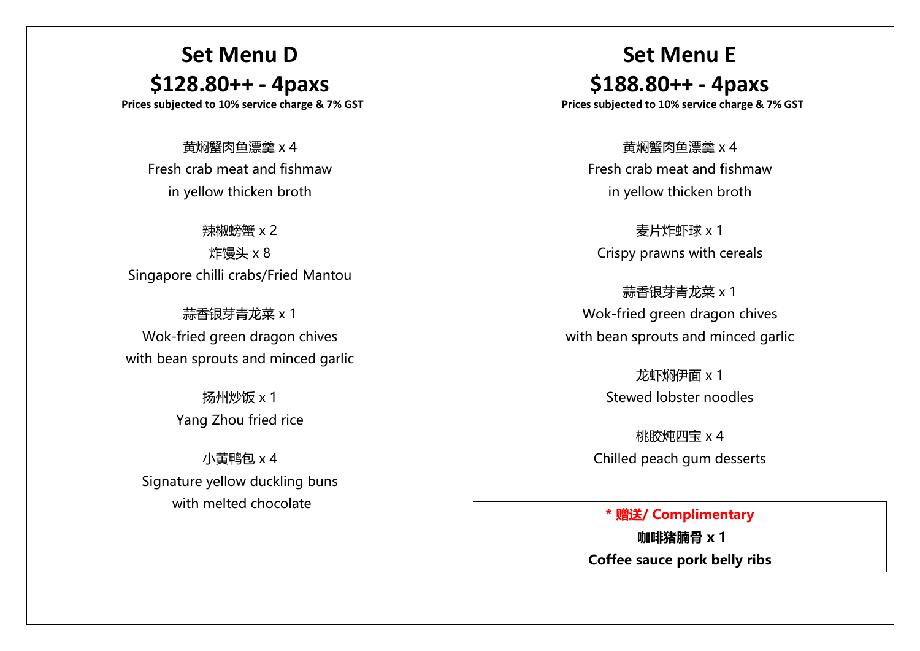# Set Menu D

## $128.80++ - 4paxs

**Prices subjected to 10% service charge & 7% GST**

黄焖蟹肉鱼漂羹 x 4
Fresh crab meat and fishmaw
in yellow thicken broth

辣椒螃蟹 x 2
炸馒头 x 8
Singapore chilli crabs/Fried Mantou

蒜香银芽青龙菜 x 1
Wok-fried green dragon chives
with bean sprouts and minced garlic

扬州炒饭 x 1
Yang Zhou fried rice

小黄鸭包 x 4
Signature yellow duckling buns
with melted chocolate

# Set Menu E

## $188.80++ - 4paxs

**Prices subjected to 10% service charge & 7% GST**

黄焖蟹肉鱼漂羹 x 4
Fresh crab meat and fishmaw
in yellow thicken broth

麦片炸虾球 x 1
Crispy prawns with cereals

蒜香银芽青龙菜 x 1
Wok-fried green dragon chives
with bean sprouts and minced garlic

龙虾焖伊面 x 1
Stewed lobster noodles

桃胶炖四宝 x 4
Chilled peach gum desserts

**\* 赠送/ Complimentary**

**咖啡猪腩骨 x 1**

**Coffee sauce pork belly ribs**